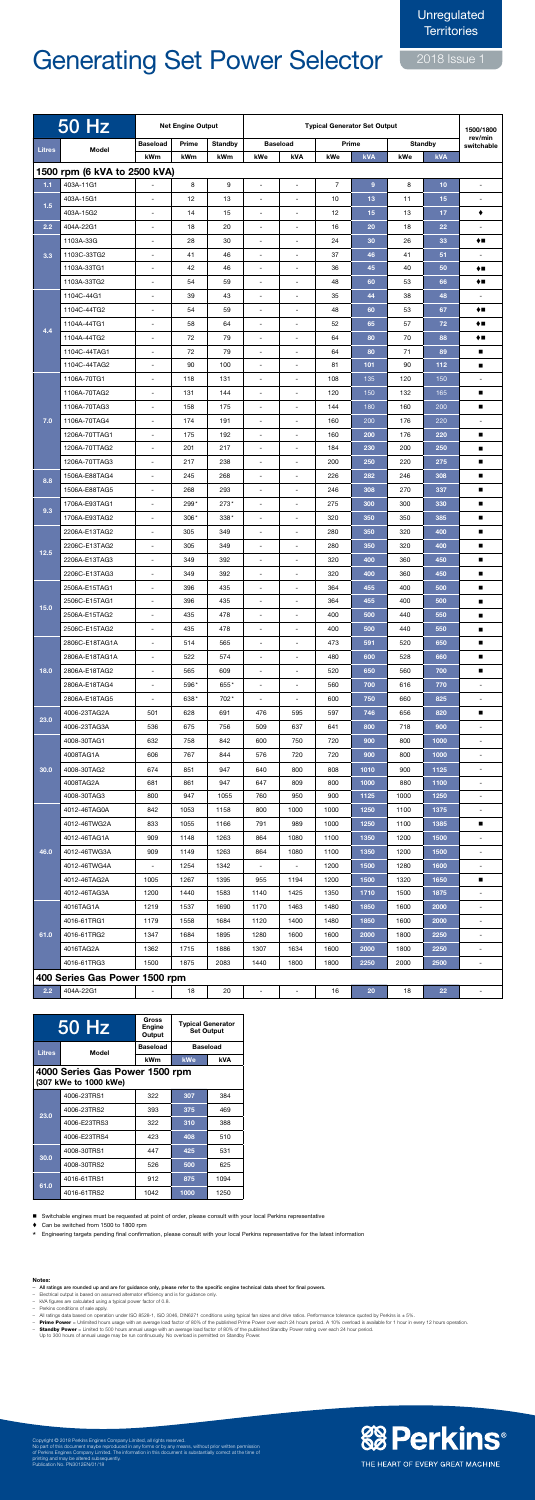# Generating Set Power Selector

Unregulated Territories

2018 Issue 1

| 50 Hz | | Net Engine Output | | | Typical Generator Set Output | | | | | | 1500/1800 rev/min switchable |
|---|---|---|---|---|---|---|---|---|---|---|---|
| Litres | Model | Baseload | Prime | Standby | Baseload | | Prime | | Standby | | |
| | | kWm | kWm | kWm | kWe | kVA | kWe | kVA | kWe | kVA | |
| **1500 rpm (6 kVA to 2500 kVA)** | | | | | | | | | | | |
| 1.1 | 403A-11G1 | - | 8 | 9 | - | - | 7 | 9 | 8 | 10 | - |
| 1.5 | 403A-15G1 | - | 12 | 13 | - | - | 10 | 13 | 11 | 15 | - |
| | 403A-15G2 | - | 14 | 15 | - | - | 12 | 15 | 13 | 17 | ♦ |
| 2.2 | 404A-22G1 | - | 18 | 20 | - | - | 16 | 20 | 18 | 22 | - |
| 3.3 | 1103A-33G | - | 28 | 30 | - | - | 24 | 30 | 26 | 33 | ♦■ |
| | 1103C-33TG2 | - | 41 | 46 | - | - | 37 | 46 | 41 | 51 | - |
| | 1103A-33TG1 | - | 42 | 46 | - | - | 36 | 45 | 40 | 50 | ♦■ |
| | 1103A-33TG2 | - | 54 | 59 | - | - | 48 | 60 | 53 | 66 | ♦■ |
| 4.4 | 1104C-44G1 | - | 39 | 43 | - | - | 35 | 44 | 38 | 48 | - |
| | 1104C-44TG2 | - | 54 | 59 | - | - | 48 | 60 | 53 | 67 | ♦■ |
| | 1104A-44TG1 | - | 58 | 64 | - | - | 52 | 65 | 57 | 72 | ♦■ |
| | 1104A-44TG2 | - | 72 | 79 | - | - | 64 | 80 | 70 | 88 | ♦■ |
| | 1104C-44TAG1 | - | 72 | 79 | - | - | 64 | 80 | 71 | 89 | ■ |
| | 1104C-44TAG2 | - | 90 | 100 | - | - | 81 | 101 | 90 | 112 | ■ |
| 7.0 | 1106A-70TG1 | - | 118 | 131 | - | - | 108 | 135 | 120 | 150 | - |
| | 1106A-70TAG2 | - | 131 | 144 | - | - | 120 | 150 | 132 | 165 | ■ |
| | 1106A-70TAG3 | - | 158 | 175 | - | - | 144 | 180 | 160 | 200 | ■ |
| | 1106A-70TAG4 | - | 174 | 191 | - | - | 160 | 200 | 176 | 220 | - |
| | 1206A-70TTAG1 | - | 175 | 192 | - | - | 160 | 200 | 176 | 220 | ■ |
| | 1206A-70TTAG2 | - | 201 | 217 | - | - | 184 | 230 | 200 | 250 | ■ |
| | 1206A-70TTAG3 | - | 217 | 238 | - | - | 200 | 250 | 220 | 275 | ■ |
| 8.8 | 1506A-E88TAG4 | - | 245 | 268 | - | - | 226 | 282 | 246 | 308 | ■ |
| | 1506A-E88TAG5 | - | 268 | 293 | - | - | 246 | 308 | 270 | 337 | ■ |
| 9.3 | 1706A-E93TAG1 | - | 299* | 273* | - | - | 275 | 300 | 300 | 330 | ■ |
| | 1706A-E93TAG2 | - | 306* | 338* | - | - | 320 | 350 | 350 | 385 | ■ |
| 12.5 | 2206A-E13TAG2 | - | 305 | 349 | - | - | 280 | 350 | 320 | 400 | ■ |
| | 2206C-E13TAG2 | - | 305 | 349 | - | - | 280 | 350 | 320 | 400 | ■ |
| | 2206A-E13TAG3 | - | 349 | 392 | - | - | 320 | 400 | 360 | 450 | ■ |
| | 2206C-E13TAG3 | - | 349 | 392 | - | - | 320 | 400 | 360 | 450 | ■ |
| 15.0 | 2506A-E15TAG1 | - | 396 | 435 | - | - | 364 | 455 | 400 | 500 | ■ |
| | 2506C-E15TAG1 | - | 396 | 435 | - | - | 364 | 455 | 400 | 500 | ■ |
| | 2506A-E15TAG2 | - | 435 | 478 | - | - | 400 | 500 | 440 | 550 | ■ |
| | 2506C-E15TAG2 | - | 435 | 478 | - | - | 400 | 500 | 440 | 550 | ■ |
| 18.0 | 2806C-E18TAG1A | - | 514 | 565 | - | - | 473 | 591 | 520 | 650 | ■ |
| | 2806A-E18TAG1A | - | 522 | 574 | - | - | 480 | 600 | 528 | 660 | ■ |
| | 2806A-E18TAG2 | - | 565 | 609 | - | - | 520 | 650 | 560 | 700 | ■ |
| | 2806A-E18TAG4 | - | 596* | 655* | - | - | 560 | 700 | 616 | 770 | - |
| | 2806A-E18TAG5 | - | 638* | 702* | - | - | 600 | 750 | 660 | 825 | - |
| 23.0 | 4006-23TAG2A | 501 | 628 | 691 | 476 | 595 | 597 | 746 | 656 | 820 | ■ |
| | 4006-23TAG3A | 536 | 675 | 756 | 509 | 637 | 641 | 800 | 718 | 900 | - |
| 30.0 | 4008-30TAG1 | 632 | 758 | 842 | 600 | 750 | 720 | 900 | 800 | 1000 | - |
| | 4008TAG1A | 606 | 767 | 844 | 576 | 720 | 720 | 900 | 800 | 1000 | - |
| | 4008-30TAG2 | 674 | 851 | 947 | 640 | 800 | 808 | 1010 | 900 | 1125 | - |
| | 4008TAG2A | 681 | 861 | 947 | 647 | 809 | 800 | 1000 | 880 | 1100 | - |
| | 4008-30TAG3 | 800 | 947 | 1055 | 760 | 950 | 900 | 1125 | 1000 | 1250 | - |
| 46.0 | 4012-46TAG0A | 842 | 1053 | 1158 | 800 | 1000 | 1000 | 1250 | 1100 | 1375 | - |
| | 4012-46TWG2A | 833 | 1055 | 1166 | 791 | 989 | 1000 | 1250 | 1100 | 1385 | ■ |
| | 4012-46TAG1A | 909 | 1148 | 1263 | 864 | 1080 | 1080 | 1350 | 1200 | 1500 | - |
| | 4012-46TWG3A | 909 | 1149 | 1263 | 864 | 1080 | 1100 | 1350 | 1200 | 1500 | - |
| | 4012-46TWG4A | - | 1254 | 1342 | - | - | 1200 | 1500 | 1280 | 1600 | - |
| | 4012-46TAG2A | 1005 | 1267 | 1395 | 955 | 1194 | 1200 | 1500 | 1320 | 1650 | ■ |
| | 4012-46TAG3A | 1200 | 1440 | 1583 | 1140 | 1425 | 1350 | 1710 | 1500 | 1875 | - |
| 61.0 | 4016TAG1A | 1219 | 1537 | 1690 | 1170 | 1463 | 1480 | 1850 | 1600 | 2000 | - |
| | 4016-61TRG1 | 1179 | 1558 | 1684 | 1120 | 1400 | 1480 | 1850 | 1600 | 2000 | - |
| | 4016-61TRG2 | 1347 | 1684 | 1895 | 1280 | 1600 | 1600 | 2000 | 1800 | 2250 | - |
| | 4016TAG2A | 1362 | 1715 | 1886 | 1307 | 1634 | 1600 | 2000 | 1800 | 2250 | - |
| | 4016-61TRG3 | 1500 | 1875 | 2083 | 1440 | 1800 | 1800 | 2250 | 2000 | 2500 | - |
| **400 Series Gas Power 1500 rpm** | | | | | | | | | | | |
| 2.2 | 404A-22G1 | - | 18 | 20 | - | - | 16 | 20 | 18 | 22 | - |

| 50 Hz | | Gross Engine Output | Typical Generator Set Output | |
|---|---|---|---|---|
| Litres | Model | Baseload | Baseload | |
| | | kWm | kWe | kVA |
| **4000 Series Gas Power 1500 rpm (307 kWe to 1000 kWe)** | | | | |
| 23.0 | 4006-23TRS1 | 322 | 307 | 384 |
| | 4006-23TRS2 | 393 | 375 | 469 |
| | 4006-E23TRS3 | 322 | 310 | 388 |
| | 4006-E23TRS4 | 423 | 408 | 510 |
| 30.0 | 4008-30TRS1 | 447 | 425 | 531 |
| | 4008-30TRS2 | 526 | 500 | 625 |
| 61.0 | 4016-61TRS1 | 912 | 875 | 1094 |
| | 4016-61TRS2 | 1042 | 1000 | 1250 |

■ Switchable engines must be requested at point of order, please consult with your local Perkins representative

♦ Can be switched from 1500 to 1800 rpm

\* Engineering targets pending final confirmation, please consult with your local Perkins representative for the latest information

**Notes:**

- **All ratings are rounded up and are for guidance only, please refer to the specific engine technical data sheet for final powers.**
- Electrical output is based on assumed alternator efficiency and is for guidance only.
- kVA figures are calculated using a typical power factor of 0.8.
- Perkins conditions of sale apply.
- All ratings data based on operation under ISO 8528-1, ISO 3046, DIN6271 conditions using typical fan sizes and drive ratios. Performance tolerance quoted by Perkins is ± 5%.
- **Prime Power** = Unlimited hours usage with an average load factor of 80% of the published Prime Power over each 24 hours period. A 10% overload is available for 1 hour in every 12 hours operation.
- **Standby Power** = Limited to 500 hours annual usage with an average load factor of 90% of the published Standby Power rating over each 24 hour period. Up to 300 hours of annual usage may be run continuously. No overload is permitted on Standby Power.

Copyright © 2018 Perkins Engines Company Limited, all rights reserved. No part of this document maybe reproduced in any form or by any means, without prior written permission of Perkins Engines Company Limited. The information in this document is substantially correct at the time of printing and may be altered subsequently. Publication No. PN3011ENV01/18

Perkins®
THE HEART OF EVERY GREAT MACHINE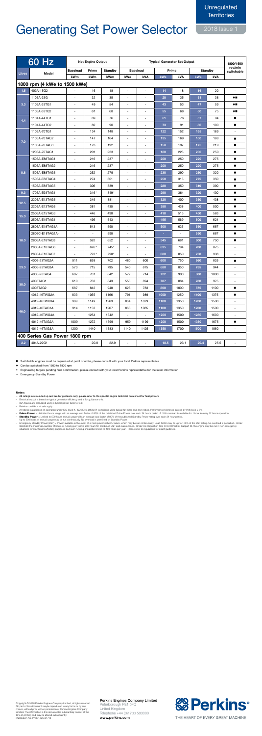# Generating Set Power Selector

Unregulated Territories

2018 Issue 1

| 60 Hz | | Net Engine Output | | | Typical Generator Set Output | | | | | | 1800/1500 rev/min switchable |
|---|---|---|---|---|---|---|---|---|---|---|---|
| Litres | Model | Baseload | Prime | Standby | Baseload | | Prime | | Standby | | |
| | | kWm | kWm | kWm | kWe | kVA | kWe | kVA | kWe | kVA | |
| **1800 rpm (4 kWe to 1500 kWe)** | | | | | | | | | | | |
| 1.5 | 403A-15G2 | - | 16 | 18 | - | - | 14 | 18 | 16 | 20 | - |
| 3.3 | 1103A-33G | - | 32 | 35 | - | - | 28 | 35 | 31 | 38 | ♦■ |
| | 1103A-33TG1 | - | 49 | 54 | - | - | 43 | 53 | 47 | 59 | ♦■ |
| | 1103A-33TG2 | - | 61 | 68 | - | - | 55 | 68 | 60 | 75 | ♦■ |
| 4.4 | 1104A-44TG1 | - | 69 | 76 | - | - | 61 | 76 | 67 | 84 | ■ |
| | 1104A-44TG2 | - | 82 | 90 | - | - | 73 | 91 | 80 | 100 | ■ |
| 7.0 | 1106A-70TG1 | - | 134 | 148 | - | - | 122 | 152 | 135 | 169 | - |
| | 1106A-70TAG2 | - | 147 | 164 | - | - | 135 | 169 | 150 | 188 | ■ |
| | 1106A-70TAG3 | - | 173 | 192 | - | - | 158 | 197 | 175 | 219 | ■ |
| | 1206A-70TAG1 | - | 201 | 223 | - | - | 180 | 225 | 200 | 250 | ■ |
| 8.8 | 1506A-E88TAG1 | - | 216 | 237 | - | - | 200 | 250 | 220 | 275 | ■ |
| | 1506A-E88TAG2 | - | 216 | 237 | - | - | 200 | 250 | 220 | 275 | ■ |
| | 1506A-E88TAG3 | - | 252 | 279 | - | - | 230 | 290 | 250 | 320 | ■ |
| | 1506A-E88TAG4 | - | 274 | 301 | - | - | 250 | 315 | 275 | 350 | ■ |
| | 1506A-E88TAG5 | - | 306 | 339 | - | - | 280 | 350 | 310 | 390 | ■ |
| 9.3 | 1706A-E93TAG1 | - | 316* | 349* | - | - | 290 | 364 | 320 | 400 | ■ |
| 12.5 | 2206A-E13TAG5 | - | 349 | 381 | - | - | 320 | 400 | 350 | 438 | ■ |
| | 2206A-E13TAG6 | - | 381 | 435 | - | - | 350 | 438 | 400 | 500 | ■ |
| 15.0 | 2506A-E15TAG3 | - | 446 | 490 | - | - | 410 | 513 | 450 | 563 | ■ |
| | 2506A-E15TAG4 | - | 495 | 543 | - | - | 455 | 569 | 500 | 624 | ■ |
| 18.0 | 2806A-E18TAG1A | - | 543 | 598 | - | - | 500 | 625 | 550 | 687 | ■ |
| | 2806C-E18TAG1A~ | - | - | 598 | - | - | - | - | 550 | 687 | ■ |
| | 2806A-E18TAG3 | - | 592 | 652 | - | - | 545 | 681 | 600 | 750 | ■ |
| | 2806A-E18TAG6 | - | 676* | 745* | - | - | 635 | 794 | 700 | 875 | - |
| | 2806A-E18TAG7 | - | 723* | 798* | - | - | 680 | 850 | 750 | 938 | - |
| 23.0 | 4006-23TAG2A | 511 | 638 | 702 | 480 | 600 | 600 | 750 | 660 | 825 | ■ |
| | 4006-23TAG3A | 570 | 715 | 795 | 540 | 675 | 680 | 850 | 755 | 944 | - |
| | 4006-23TAG4 | 607 | 761 | 842 | 572 | 714 | 722 | 900 | 800 | 1000 | - |
| 30.0 | 4008TAG1 | 610 | 763 | 843 | 555 | 694 | 707 | 884 | 780 | 975 | - |
| | 4008TAG2 | 687 | 842 | 948 | 626 | 783 | 800 | 1000 | 875 | 1100 | ■ |
| 46.0 | 4012-46TWG2A | 833 | 1055 | 1166 | 791 | 989 | 1000 | 1250 | 1100 | 1375 | ■ |
| | 4012-46TWG3A | 909 | 1149 | 1263 | 864 | 1079 | 1100 | 1350 | 1200 | 1500 | - |
| | 4012-46TAG1A | 914 | 1153 | 1267 | 868 | 1085 | 1100 | 1350 | 1200 | 1500 | - |
| | 4012-46TWG4A | - | 1254 | 1342 | - | - | 1200 | 1500 | 1280 | 1600 | - |
| | 4012-46TAG2A | 1009 | 1272 | 1399 | 959 | 1199 | 1200 | 1500 | 1330 | 1675 | ■ |
| | 4012-46TAG3A | 1200 | 1440 | 1583 | 1140 | 1425 | 1350 | 1700 | 1500 | 1880 | - |
| **400 Series Gas Power 1800 rpm** | | | | | | | | | | | |
| 2.2 | 404A-22G1 | - | 20.8 | 22.9 | - | - | 18.5 | 23.1 | 20.4 | 25.5 | - |

■ Switchable engines must be requested at point of order, please consult with your local Perkins representative

♦ Can be switched from 1500 to 1800 rpm

\* Engineering targets pending final confirmation, please consult with your local Perkins representative for the latest information

~ Emergency Standby Power

**Notes:**

- All ratings are rounded up and are for guidance only, please refer to the specific engine technical data sheet for final powers.
- Electrical output is based on typical generator efficiency and is for guidance only.
- kVA figures are calculated using a typical power factor of 0.8.
- Perkins conditions of sale apply.
- All ratings data based on operation under ISO 8528-1, ISO 3046, DIN6271 conditions using typical fan sizes and drive ratios. Performance tolerance quoted by Perkins is ± 5%.
- **Prime Power** = Unlimited hours usage with an average load factor of 80% of the published Prime Power over each 24 hours period. A 10% overload is available for 1 hour in every 12 hours operation.
- **Standby Power** = Limited to 500 hours annual usage with an average load factor of 90% of the published Standby Power rating over each 24 hour period. Up to 300 hours of annual usage may be run continuously. No overload is permitted on Standby Power.
- Emergency Standby Power (ESP) = Power available in the event of a main power network failure, which may be run continuously. Load factor may be up to 100% of the ESP rating. No overload is permitted. Under ISO8528 the maximum number of hours of running per year is 200 hours for combined ESP and maintenance. Under US Regulation Title 40 CFR Part 60 Subpart IIII, the engine may be run in non-emergency situations for maintenance/testing purposes, but such running should be limited to 100 hours per year. Please refer to regulations for exact guidance.

Copyright © 2018 Perkins Engines Company Limited, all rights reserved. No part of this document maybe reproduced in any forms or by any means, without prior written permission of Perkins Engines Company Limited. The information in this document is substantially correct at the time of printing and may be altered subsequently. Publication No. PN3013ENV01/18

**Perkins Engines Company Limited**
Peterborough PE1 5FQ
United Kingdom
Telephone +44 (0)1733 583000
**www.perkins.com**

Perkins

THE HEART OF EVERY GREAT MACHINE